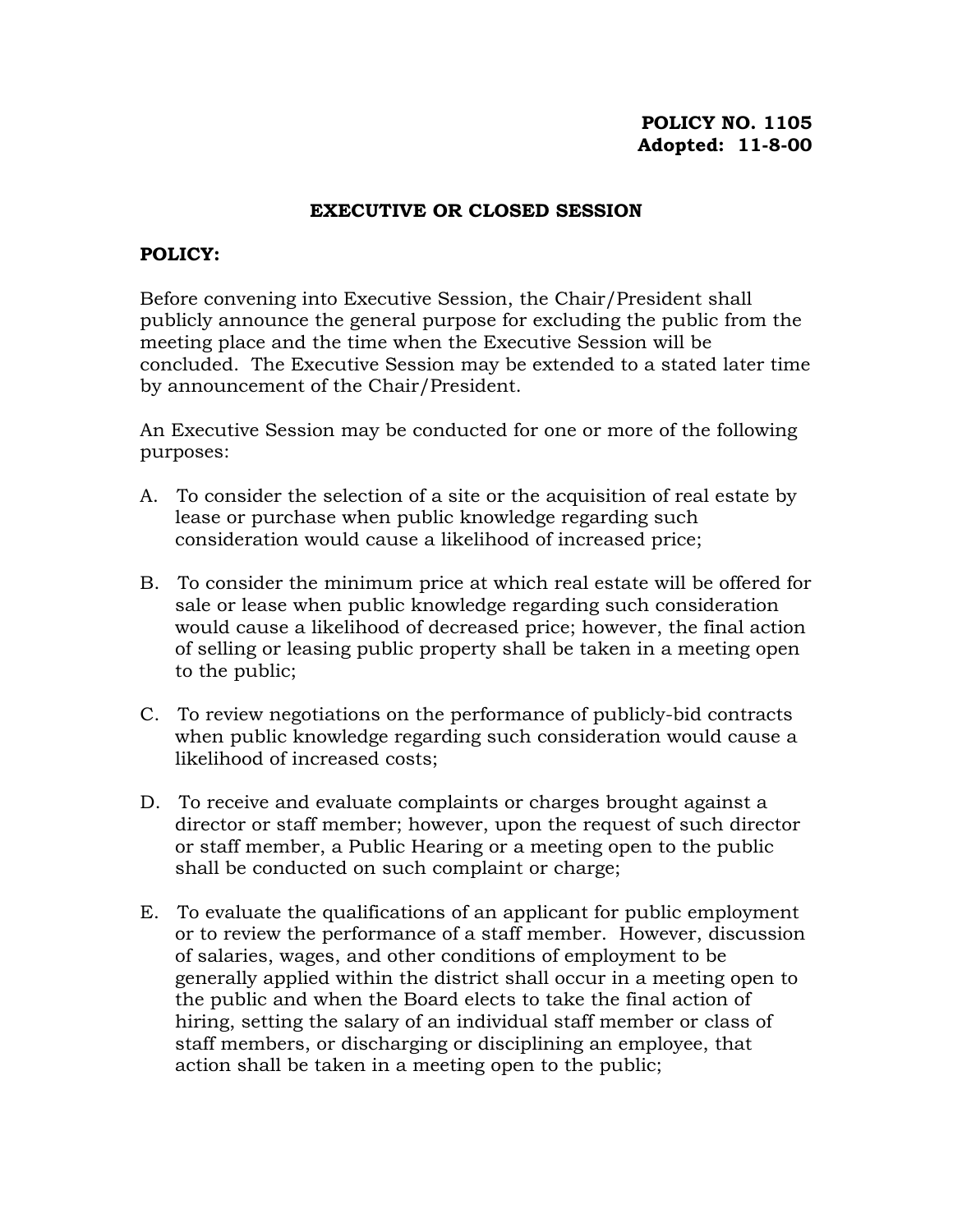**POLICY NO. 1105**
**Adopted: 11-8-00**

# EXECUTIVE OR CLOSED SESSION

**POLICY:**

Before convening into Executive Session, the Chair/President shall publicly announce the general purpose for excluding the public from the meeting place and the time when the Executive Session will be concluded. The Executive Session may be extended to a stated later time by announcement of the Chair/President.

An Executive Session may be conducted for one or more of the following purposes:

A. To consider the selection of a site or the acquisition of real estate by lease or purchase when public knowledge regarding such consideration would cause a likelihood of increased price;

B. To consider the minimum price at which real estate will be offered for sale or lease when public knowledge regarding such consideration would cause a likelihood of decreased price; however, the final action of selling or leasing public property shall be taken in a meeting open to the public;

C. To review negotiations on the performance of publicly-bid contracts when public knowledge regarding such consideration would cause a likelihood of increased costs;

D. To receive and evaluate complaints or charges brought against a director or staff member; however, upon the request of such director or staff member, a Public Hearing or a meeting open to the public shall be conducted on such complaint or charge;

E. To evaluate the qualifications of an applicant for public employment or to review the performance of a staff member. However, discussion of salaries, wages, and other conditions of employment to be generally applied within the district shall occur in a meeting open to the public and when the Board elects to take the final action of hiring, setting the salary of an individual staff member or class of staff members, or discharging or disciplining an employee, that action shall be taken in a meeting open to the public;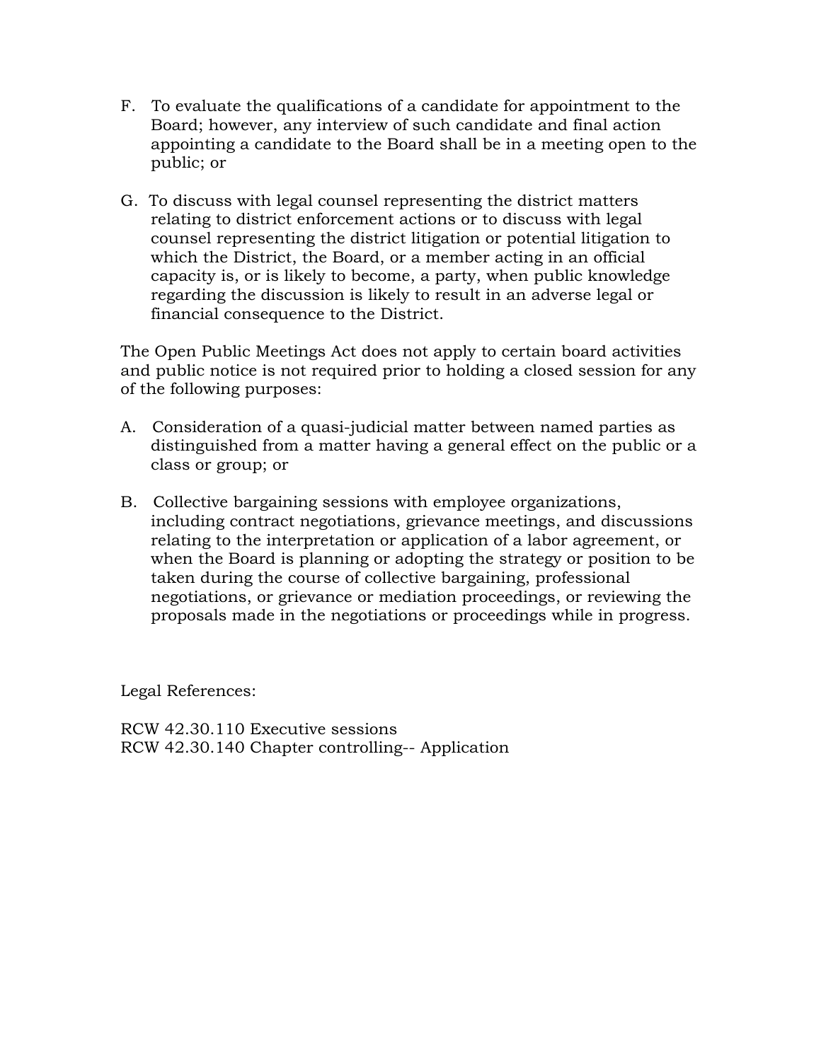F. To evaluate the qualifications of a candidate for appointment to the Board; however, any interview of such candidate and final action appointing a candidate to the Board shall be in a meeting open to the public; or

G. To discuss with legal counsel representing the district matters relating to district enforcement actions or to discuss with legal counsel representing the district litigation or potential litigation to which the District, the Board, or a member acting in an official capacity is, or is likely to become, a party, when public knowledge regarding the discussion is likely to result in an adverse legal or financial consequence to the District.

The Open Public Meetings Act does not apply to certain board activities and public notice is not required prior to holding a closed session for any of the following purposes:

A. Consideration of a quasi-judicial matter between named parties as distinguished from a matter having a general effect on the public or a class or group; or

B. Collective bargaining sessions with employee organizations, including contract negotiations, grievance meetings, and discussions relating to the interpretation or application of a labor agreement, or when the Board is planning or adopting the strategy or position to be taken during the course of collective bargaining, professional negotiations, or grievance or mediation proceedings, or reviewing the proposals made in the negotiations or proceedings while in progress.

Legal References:

RCW 42.30.110 Executive sessions
RCW 42.30.140 Chapter controlling-- Application